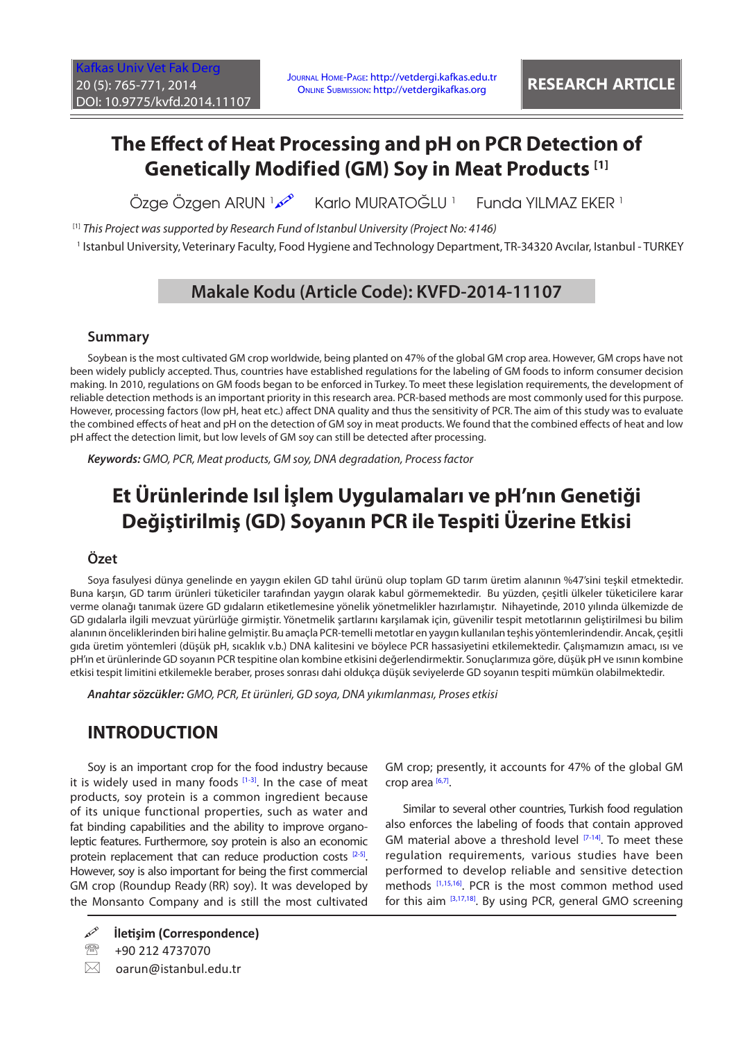# The Effect of Heat Processing and pH on PCR Detection of Genetically Modified (GM) Soy in Meat Products [1]

Özge Özgen ARUN [1] Karlo MURATOĞLU [1] Funda YILMAZ EKER [1]

[1] *This Project was supported by Research Fund of Istanbul University (Project No: 4146)*

[1] Istanbul University, Veterinary Faculty, Food Hygiene and Technology Department, TR-34320 Avcılar, Istanbul - TURKEY

**Makale Kodu (Article Code): KVFD-2014-11107**

## Summary

Soybean is the most cultivated GM crop worldwide, being planted on 47% of the global GM crop area. However, GM crops have not been widely publicly accepted. Thus, countries have established regulations for the labeling of GM foods to inform consumer decision making. In 2010, regulations on GM foods began to be enforced in Turkey. To meet these legislation requirements, the development of reliable detection methods is an important priority in this research area. PCR-based methods are most commonly used for this purpose. However, processing factors (low pH, heat etc.) affect DNA quality and thus the sensitivity of PCR. The aim of this study was to evaluate the combined effects of heat and pH on the detection of GM soy in meat products. We found that the combined effects of heat and low pH affect the detection limit, but low levels of GM soy can still be detected after processing.

***Keywords:*** *GMO, PCR, Meat products, GM soy, DNA degradation, Process factor*

# Et Ürünlerinde Isıl İşlem Uygulamaları ve pH'nın Genetiği Değiştirilmiş (GD) Soyanın PCR ile Tespiti Üzerine Etkisi

## Özet

Soya fasulyesi dünya genelinde en yaygın ekilen GD tahıl ürünü olup toplam GD tarım üretim alanının %47'sini teşkil etmektedir. Buna karşın, GD tarım ürünleri tüketiciler tarafından yaygın olarak kabul görmemektedir. Bu yüzden, çeşitli ülkeler tüketicilere karar verme olanağı tanımak üzere GD gıdaların etiketlemesine yönelik yönetmelikler hazırlamıştır. Nihayetinde, 2010 yılında ülkemizde de GD gıdalarla ilgili mevzuat yürürlüğe girmiştir. Yönetmelik şartlarını karşılamak için, güvenilir tespit metotlarının geliştirilmesi bu bilim alanının önceliklerinden biri haline gelmiştir. Bu amaçla PCR-temelli metotlar en yaygın kullanılan teşhis yöntemlerindendir. Ancak, çeşitli gıda üretim yöntemleri (düşük pH, sıcaklık v.b.) DNA kalitesini ve böylece PCR hassasiyetini etkilemektedir. Çalışmamızın amacı, ısı ve pH'ın et ürünlerinde GD soyanın PCR tespitine olan kombine etkisini değerlendirmektir. Sonuçlarımıza göre, düşük pH ve ısının kombine etkisi tespit limitini etkilemekle beraber, proses sonrası dahi oldukça düşük seviyelerde GD soyanın tespiti mümkün olabilmektedir.

***Anahtar sözcükler:*** *GMO, PCR, Et ürünleri, GD soya, DNA yıkımlanması, Proses etkisi*

## INTRODUCTION

Soy is an important crop for the food industry because it is widely used in many foods [1-3]. In the case of meat products, soy protein is a common ingredient because of its unique functional properties, such as water and fat binding capabilities and the ability to improve organoleptic features. Furthermore, soy protein is also an economic protein replacement that can reduce production costs [2-5]. However, soy is also important for being the first commercial GM crop (Roundup Ready (RR) soy). It was developed by the Monsanto Company and is still the most cultivated GM crop; presently, it accounts for 47% of the global GM crop area [6,7].

Similar to several other countries, Turkish food regulation also enforces the labeling of foods that contain approved GM material above a threshold level [7-14]. To meet these regulation requirements, various studies have been performed to develop reliable and sensitive detection methods [1,15,16]. PCR is the most common method used for this aim [3,17,18]. By using PCR, general GMO screening

**İletişim (Correspondence)**

+90 212 4737070

oarun@istanbul.edu.tr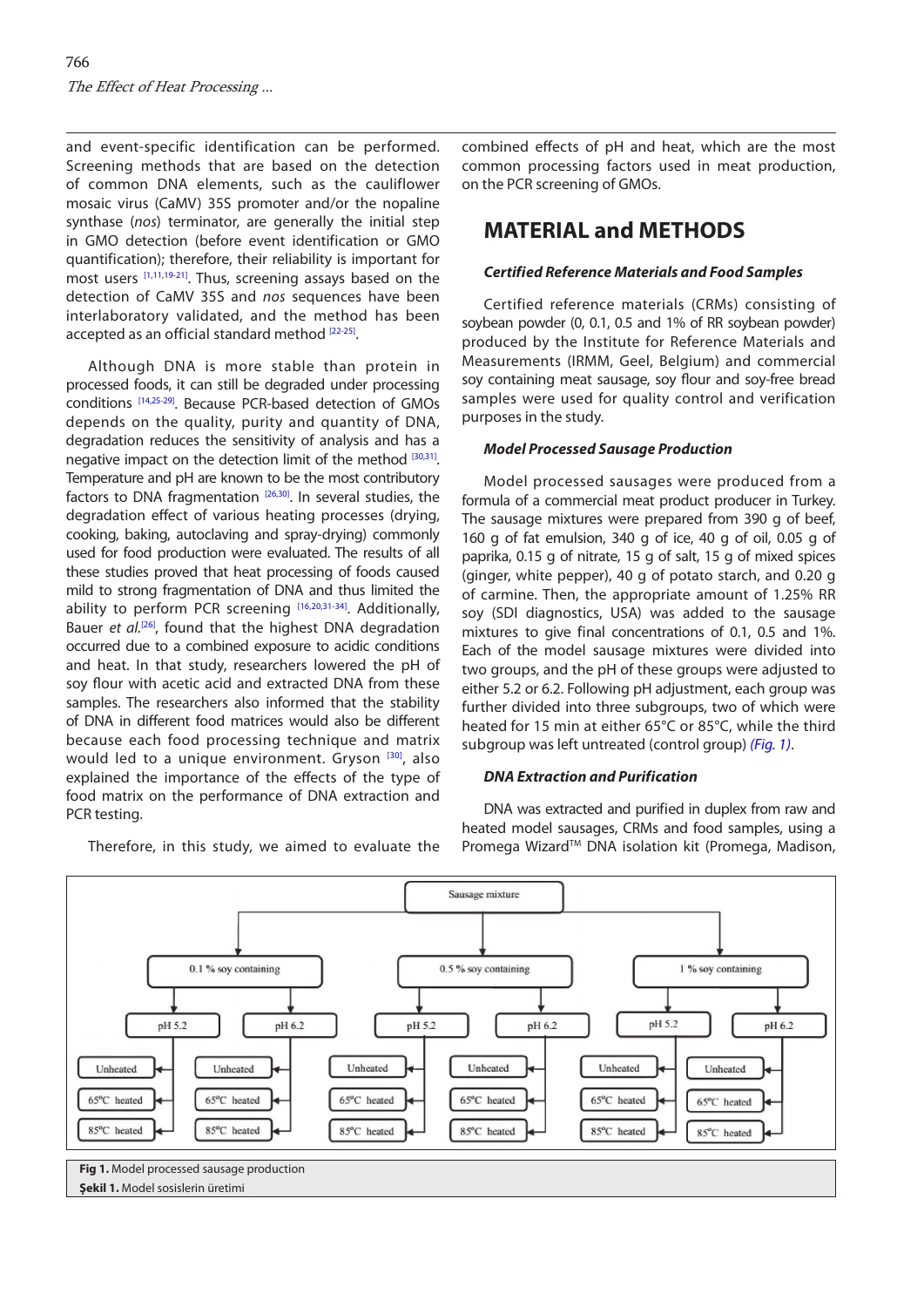and event-specific identification can be performed. Screening methods that are based on the detection of common DNA elements, such as the cauliflower mosaic virus (CaMV) 35S promoter and/or the nopaline synthase (*nos*) terminator, are generally the initial step in GMO detection (before event identification or GMO quantification); therefore, their reliability is important for most users [1,11,19-21]. Thus, screening assays based on the detection of CaMV 35S and *nos* sequences have been interlaboratory validated, and the method has been accepted as an official standard method [22-25].

Although DNA is more stable than protein in processed foods, it can still be degraded under processing conditions [14,25-29]. Because PCR-based detection of GMOs depends on the quality, purity and quantity of DNA, degradation reduces the sensitivity of analysis and has a negative impact on the detection limit of the method [30,31]. Temperature and pH are known to be the most contributory factors to DNA fragmentation [26,30]. In several studies, the degradation effect of various heating processes (drying, cooking, baking, autoclaving and spray-drying) commonly used for food production were evaluated. The results of all these studies proved that heat processing of foods caused mild to strong fragmentation of DNA and thus limited the ability to perform PCR screening [16,20,31-34]. Additionally, Bauer *et al.*[26], found that the highest DNA degradation occurred due to a combined exposure to acidic conditions and heat. In that study, researchers lowered the pH of soy flour with acetic acid and extracted DNA from these samples. The researchers also informed that the stability of DNA in different food matrices would also be different because each food processing technique and matrix would led to a unique environment. Gryson [30], also explained the importance of the effects of the type of food matrix on the performance of DNA extraction and PCR testing.

Therefore, in this study, we aimed to evaluate the combined effects of pH and heat, which are the most common processing factors used in meat production, on the PCR screening of GMOs.

## MATERIAL and METHODS

### *Certified Reference Materials and Food Samples*

Certified reference materials (CRMs) consisting of soybean powder (0, 0.1, 0.5 and 1% of RR soybean powder) produced by the Institute for Reference Materials and Measurements (IRMM, Geel, Belgium) and commercial soy containing meat sausage, soy flour and soy-free bread samples were used for quality control and verification purposes in the study.

### *Model Processed Sausage Production*

Model processed sausages were produced from a formula of a commercial meat product producer in Turkey. The sausage mixtures were prepared from 390 g of beef, 160 g of fat emulsion, 340 g of ice, 40 g of oil, 0.05 g of paprika, 0.15 g of nitrate, 15 g of salt, 15 g of mixed spices (ginger, white pepper), 40 g of potato starch, and 0.20 g of carmine. Then, the appropriate amount of 1.25% RR soy (SDI diagnostics, USA) was added to the sausage mixtures to give final concentrations of 0.1, 0.5 and 1%. Each of the model sausage mixtures were divided into two groups, and the pH of these groups were adjusted to either 5.2 or 6.2. Following pH adjustment, each group was further divided into three subgroups, two of which were heated for 15 min at either 65°C or 85°C, while the third subgroup was left untreated (control group) (*Fig. 1*).

### *DNA Extraction and Purification*

DNA was extracted and purified in duplex from raw and heated model sausages, CRMs and food samples, using a Promega Wizard™ DNA isolation kit (Promega, Madison,

**Fig 1.** Model processed sausage production
**Şekil 1.** Model sosislerin üretimi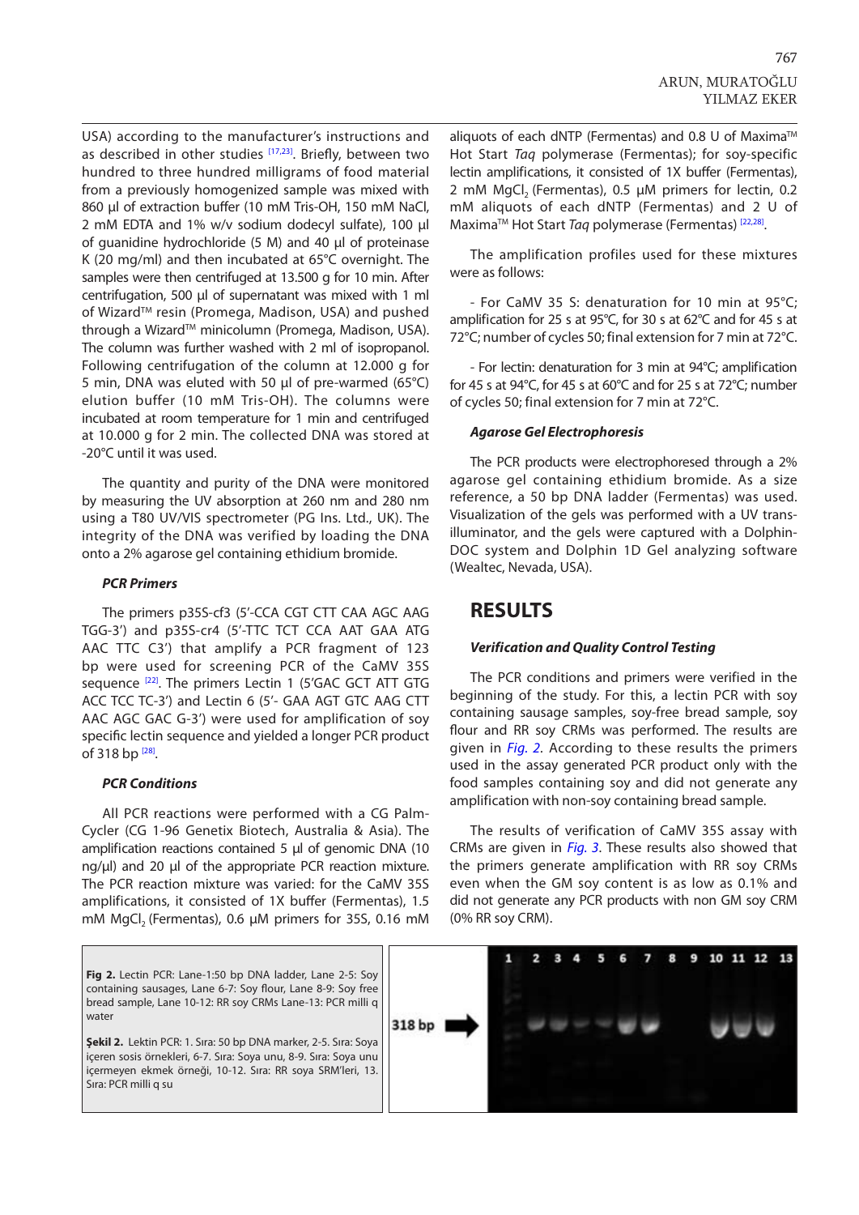USA) according to the manufacturer's instructions and as described in other studies [17,23]. Briefly, between two hundred to three hundred milligrams of food material from a previously homogenized sample was mixed with 860 µl of extraction buffer (10 mM Tris-OH, 150 mM NaCl, 2 mM EDTA and 1% w/v sodium dodecyl sulfate), 100 µl of guanidine hydrochloride (5 M) and 40 µl of proteinase K (20 mg/ml) and then incubated at 65°C overnight. The samples were then centrifuged at 13.500 g for 10 min. After centrifugation, 500 µl of supernatant was mixed with 1 ml of Wizard™ resin (Promega, Madison, USA) and pushed through a Wizard™ minicolumn (Promega, Madison, USA). The column was further washed with 2 ml of isopropanol. Following centrifugation of the column at 12.000 g for 5 min, DNA was eluted with 50 µl of pre-warmed (65°C) elution buffer (10 mM Tris-OH). The columns were incubated at room temperature for 1 min and centrifuged at 10.000 g for 2 min. The collected DNA was stored at -20°C until it was used.

The quantity and purity of the DNA were monitored by measuring the UV absorption at 260 nm and 280 nm using a T80 UV/VIS spectrometer (PG Ins. Ltd., UK). The integrity of the DNA was verified by loading the DNA onto a 2% agarose gel containing ethidium bromide.

### PCR Primers

The primers p35S-cf3 (5'-CCA CGT CTT CAA AGC AAG TGG-3') and p35S-cr4 (5'-TTC TCT CCA AAT GAA ATG AAC TTC C3') that amplify a PCR fragment of 123 bp were used for screening PCR of the CaMV 35S sequence [22]. The primers Lectin 1 (5'GAC GCT ATT GTG ACC TCC TC-3') and Lectin 6 (5'- GAA AGT GTC AAG CTT AAC AGC GAC G-3') were used for amplification of soy specific lectin sequence and yielded a longer PCR product of 318 bp [28].

### PCR Conditions

All PCR reactions were performed with a CG Palm-Cycler (CG 1-96 Genetix Biotech, Australia & Asia). The amplification reactions contained 5 µl of genomic DNA (10 ng/µl) and 20 µl of the appropriate PCR reaction mixture. The PCR reaction mixture was varied: for the CaMV 35S amplifications, it consisted of 1X buffer (Fermentas), 1.5 mM $MgCl_2$ (Fermentas), 0.6 µM primers for 35S, 0.16 mM aliquots of each dNTP (Fermentas) and 0.8 U of Maxima™ Hot Start *Taq* polymerase (Fermentas); for soy-specific lectin amplifications, it consisted of 1X buffer (Fermentas), 2 mM $MgCl_2$ (Fermentas), 0.5 µM primers for lectin, 0.2 mM aliquots of each dNTP (Fermentas) and 2 U of Maxima™ Hot Start *Taq* polymerase (Fermentas) [22,28].

The amplification profiles used for these mixtures were as follows:

- For CaMV 35 S: denaturation for 10 min at 95°C; amplification for 25 s at 95°C, for 30 s at 62°C and for 45 s at 72°C; number of cycles 50; final extension for 7 min at 72°C.

- For lectin: denaturation for 3 min at 94°C; amplification for 45 s at 94°C, for 45 s at 60°C and for 25 s at 72°C; number of cycles 50; final extension for 7 min at 72°C.

### Agarose Gel Electrophoresis

The PCR products were electrophoresed through a 2% agarose gel containing ethidium bromide. As a size reference, a 50 bp DNA ladder (Fermentas) was used. Visualization of the gels was performed with a UV trans-illuminator, and the gels were captured with a Dolphin-DOC system and Dolphin 1D Gel analyzing software (Wealtec, Nevada, USA).

## RESULTS

### Verification and Quality Control Testing

The PCR conditions and primers were verified in the beginning of the study. For this, a lectin PCR with soy containing sausage samples, soy-free bread sample, soy flour and RR soy CRMs was performed. The results are given in *Fig. 2*. According to these results the primers used in the assay generated PCR product only with the food samples containing soy and did not generate any amplification with non-soy containing bread sample.

The results of verification of CaMV 35S assay with CRMs are given in *Fig. 3*. These results also showed that the primers generate amplification with RR soy CRMs even when the GM soy content is as low as 0.1% and did not generate any PCR products with non GM soy CRM (0% RR soy CRM).

**Fig 2.** Lectin PCR: Lane-1:50 bp DNA ladder, Lane 2-5: Soy containing sausages, Lane 6-7: Soy flour, Lane 8-9: Soy free bread sample, Lane 10-12: RR soy CRMs Lane-13: PCR milli q water

**Şekil 2.** Lektin PCR: 1. Sıra: 50 bp DNA marker, 2-5. Sıra: Soya içeren sosis örnekleri, 6-7. Sıra: Soya unu, 8-9. Sıra: Soya unu içermeyen ekmek örneği, 10-12. Sıra: RR soya SRM'leri, 13. Sıra: PCR milli q su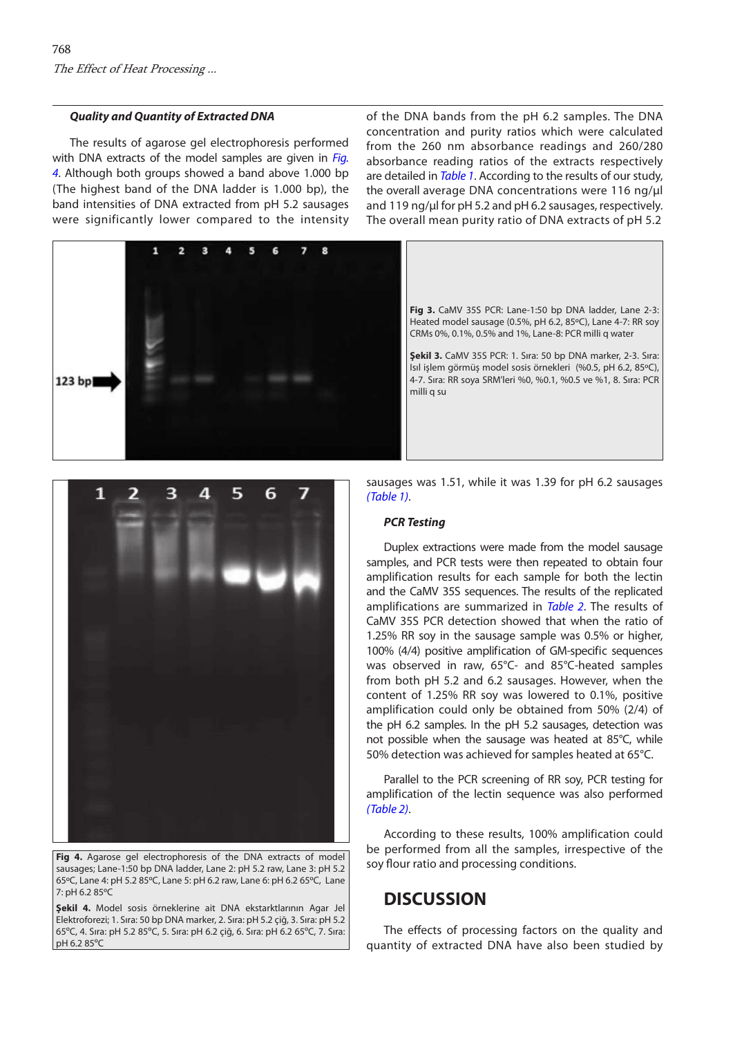### *Quality and Quantity of Extracted DNA*

The results of agarose gel electrophoresis performed with DNA extracts of the model samples are given in *Fig. 4*. Although both groups showed a band above 1.000 bp (The highest band of the DNA ladder is 1.000 bp), the band intensities of DNA extracted from pH 5.2 sausages were significantly lower compared to the intensity of the DNA bands from the pH 6.2 samples. The DNA concentration and purity ratios which were calculated from the 260 nm absorbance readings and 260/280 absorbance reading ratios of the extracts respectively are detailed in *Table 1*. According to the results of our study, the overall average DNA concentrations were 116 ng/µl and 119 ng/µl for pH 5.2 and pH 6.2 sausages, respectively. The overall mean purity ratio of DNA extracts of pH 5.2 sausages was 1.51, while it was 1.39 for pH 6.2 sausages *(Table 1)*.

**Fig 3.** CaMV 35S PCR: Lane-1:50 bp DNA ladder, Lane 2-3: Heated model sausage (0.5%, pH 6.2, 85ºC), Lane 4-7: RR soy CRMs 0%, 0.1%, 0.5% and 1%, Lane-8: PCR milli q water

**Şekil 3.** CaMV 35S PCR: 1. Sıra: 50 bp DNA marker, 2-3. Sıra: Isıl işlem görmüş model sosis örnekleri (%0.5, pH 6.2, 85ºC), 4-7. Sıra: RR soya SRM'leri %0, %0.1, %0.5 ve %1, 8. Sıra: PCR milli q su

**Fig 4.** Agarose gel electrophoresis of the DNA extracts of model sausages; Lane-1:50 bp DNA ladder, Lane 2: pH 5.2 raw, Lane 3: pH 5.2 65ºC, Lane 4: pH 5.2 85ºC, Lane 5: pH 6.2 raw, Lane 6: pH 6.2 65ºC, Lane 7: pH 6.2 85ºC

**Şekil 4.** Model sosis örneklerine ait DNA ekstarktlarının Agar Jel Elektroforezi; 1. Sıra: 50 bp DNA marker, 2. Sıra: pH 5.2 çiğ, 3. Sıra: pH 5.2 65ºC, 4. Sıra: pH 5.2 85ºC, 5. Sıra: pH 6.2 çiğ, 6. Sıra: pH 6.2 65ºC, 7. Sıra: pH 6.2 85ºC

### *PCR Testing*

Duplex extractions were made from the model sausage samples, and PCR tests were then repeated to obtain four amplification results for each sample for both the lectin and the CaMV 35S sequences. The results of the replicated amplifications are summarized in *Table 2*. The results of CaMV 35S PCR detection showed that when the ratio of 1.25% RR soy in the sausage sample was 0.5% or higher, 100% (4/4) positive amplification of GM-specific sequences was observed in raw, 65°C- and 85°C-heated samples from both pH 5.2 and 6.2 sausages. However, when the content of 1.25% RR soy was lowered to 0.1%, positive amplification could only be obtained from 50% (2/4) of the pH 6.2 samples. In the pH 5.2 sausages, detection was not possible when the sausage was heated at 85°C, while 50% detection was achieved for samples heated at 65°C.

Parallel to the PCR screening of RR soy, PCR testing for amplification of the lectin sequence was also performed *(Table 2)*.

According to these results, 100% amplification could be performed from all the samples, irrespective of the soy flour ratio and processing conditions.

## DISCUSSION

The effects of processing factors on the quality and quantity of extracted DNA have also been studied by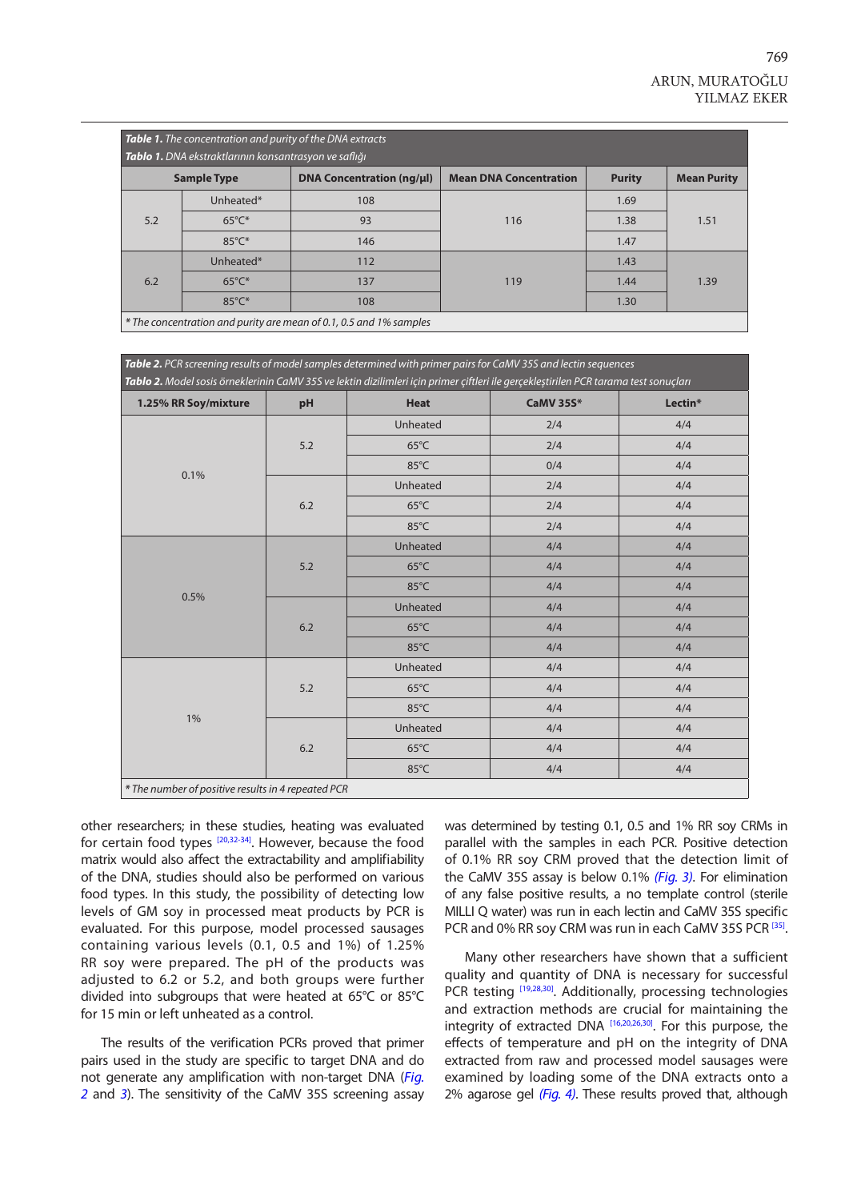**Table 1.** *The concentration and purity of the DNA extracts*
**Tablo 1.** *DNA ekstraktlarının konsantrasyon ve saflığı*

| Sample Type | | DNA Concentration (ng/µl) | Mean DNA Concentration | Purity | Mean Purity |
|---|---|---|---|---|---|
| 5.2 | Unheated* | 108 | 116 | 1.69 | 1.51 |
| | 65°C* | 93 | | 1.38 | |
| | 85°C* | 146 | | 1.47 | |
| 6.2 | Unheated* | 112 | 119 | 1.43 | 1.39 |
| | 65°C* | 137 | | 1.44 | |
| | 85°C* | 108 | | 1.30 | |

*\* The concentration and purity are mean of 0.1, 0.5 and 1% samples*

**Table 2.** *PCR screening results of model samples determined with primer pairs for CaMV 35S and lectin sequences*
**Tablo 2.** *Model sosis örneklerinin CaMV 35S ve lektin dizilimleri için primer çiftleri ile gerçekleştirilen PCR tarama test sonuçları*

| 1.25% RR Soy/mixture | pH | Heat | CaMV 35S* | Lectin* |
|---|---|---|---|---|
| 0.1% | 5.2 | Unheated | 2/4 | 4/4 |
| | | 65°C | 2/4 | 4/4 |
| | | 85°C | 0/4 | 4/4 |
| | 6.2 | Unheated | 2/4 | 4/4 |
| | | 65°C | 2/4 | 4/4 |
| | | 85°C | 2/4 | 4/4 |
| 0.5% | 5.2 | Unheated | 4/4 | 4/4 |
| | | 65°C | 4/4 | 4/4 |
| | | 85°C | 4/4 | 4/4 |
| | 6.2 | Unheated | 4/4 | 4/4 |
| | | 65°C | 4/4 | 4/4 |
| | | 85°C | 4/4 | 4/4 |
| 1% | 5.2 | Unheated | 4/4 | 4/4 |
| | | 65°C | 4/4 | 4/4 |
| | | 85°C | 4/4 | 4/4 |
| | 6.2 | Unheated | 4/4 | 4/4 |
| | | 65°C | 4/4 | 4/4 |
| | | 85°C | 4/4 | 4/4 |

*\* The number of positive results in 4 repeated PCR*

other researchers; in these studies, heating was evaluated for certain food types [20,32-34]. However, because the food matrix would also affect the extractability and amplifiability of the DNA, studies should also be performed on various food types. In this study, the possibility of detecting low levels of GM soy in processed meat products by PCR is evaluated. For this purpose, model processed sausages containing various levels (0.1, 0.5 and 1%) of 1.25% RR soy were prepared. The pH of the products was adjusted to 6.2 or 5.2, and both groups were further divided into subgroups that were heated at 65°C or 85°C for 15 min or left unheated as a control.

The results of the verification PCRs proved that primer pairs used in the study are specific to target DNA and do not generate any amplification with non-target DNA (*Fig. 2* and *3*). The sensitivity of the CaMV 35S screening assay was determined by testing 0.1, 0.5 and 1% RR soy CRMs in parallel with the samples in each PCR. Positive detection of 0.1% RR soy CRM proved that the detection limit of the CaMV 35S assay is below 0.1% (*Fig. 3*). For elimination of any false positive results, a no template control (sterile MILLI Q water) was run in each lectin and CaMV 35S specific PCR and 0% RR soy CRM was run in each CaMV 35S PCR [35].

Many other researchers have shown that a sufficient quality and quantity of DNA is necessary for successful PCR testing [19,28,30]. Additionally, processing technologies and extraction methods are crucial for maintaining the integrity of extracted DNA [16,20,26,30]. For this purpose, the effects of temperature and pH on the integrity of DNA extracted from raw and processed model sausages were examined by loading some of the DNA extracts onto a 2% agarose gel (*Fig. 4*). These results proved that, although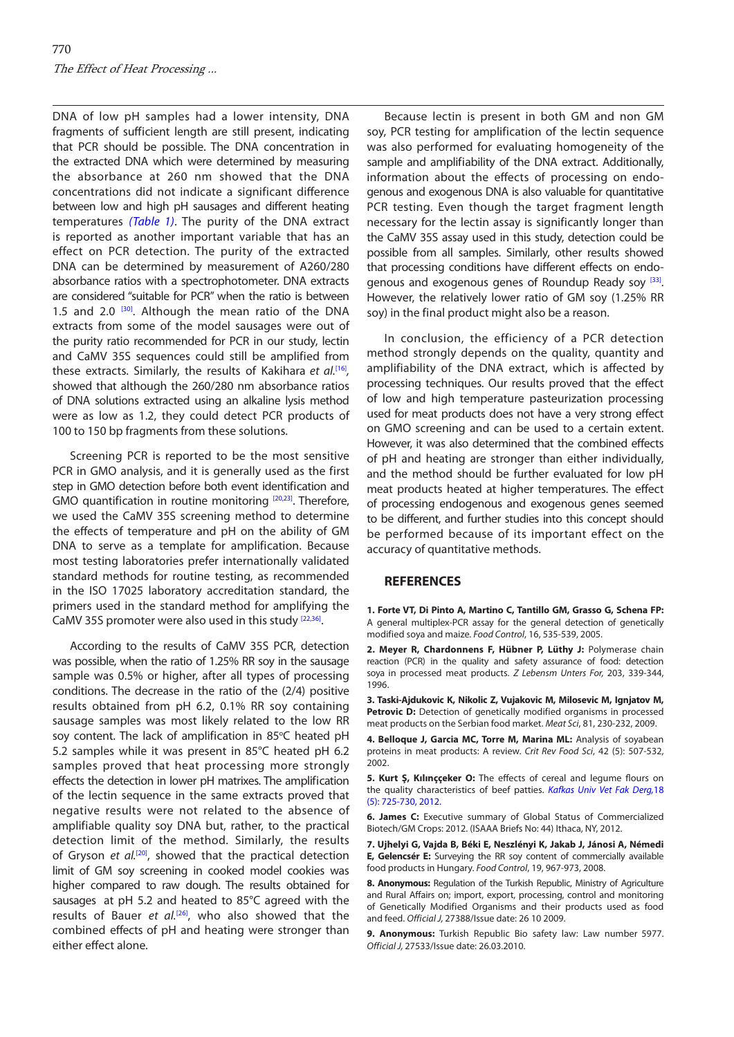DNA of low pH samples had a lower intensity, DNA fragments of sufficient length are still present, indicating that PCR should be possible. The DNA concentration in the extracted DNA which were determined by measuring the absorbance at 260 nm showed that the DNA concentrations did not indicate a significant difference between low and high pH sausages and different heating temperatures *(Table 1)*. The purity of the DNA extract is reported as another important variable that has an effect on PCR detection. The purity of the extracted DNA can be determined by measurement of A260/280 absorbance ratios with a spectrophotometer. DNA extracts are considered "suitable for PCR" when the ratio is between 1.5 and 2.0 [30]. Although the mean ratio of the DNA extracts from some of the model sausages were out of the purity ratio recommended for PCR in our study, lectin and CaMV 35S sequences could still be amplified from these extracts. Similarly, the results of Kakihara *et al.*[16], showed that although the 260/280 nm absorbance ratios of DNA solutions extracted using an alkaline lysis method were as low as 1.2, they could detect PCR products of 100 to 150 bp fragments from these solutions.

Screening PCR is reported to be the most sensitive PCR in GMO analysis, and it is generally used as the first step in GMO detection before both event identification and GMO quantification in routine monitoring [20,23]. Therefore, we used the CaMV 35S screening method to determine the effects of temperature and pH on the ability of GM DNA to serve as a template for amplification. Because most testing laboratories prefer internationally validated standard methods for routine testing, as recommended in the ISO 17025 laboratory accreditation standard, the primers used in the standard method for amplifying the CaMV 35S promoter were also used in this study [22,36].

According to the results of CaMV 35S PCR, detection was possible, when the ratio of 1.25% RR soy in the sausage sample was 0.5% or higher, after all types of processing conditions. The decrease in the ratio of the (2/4) positive results obtained from pH 6.2, 0.1% RR soy containing sausage samples was most likely related to the low RR soy content. The lack of amplification in 85ºC heated pH 5.2 samples while it was present in 85ºC heated pH 6.2 samples proved that heat processing more strongly effects the detection in lower pH matrixes. The amplification of the lectin sequence in the same extracts proved that negative results were not related to the absence of amplifiable quality soy DNA but, rather, to the practical detection limit of the method. Similarly, the results of Gryson *et al.*[20], showed that the practical detection limit of GM soy screening in cooked model cookies was higher compared to raw dough. The results obtained for sausages at pH 5.2 and heated to 85ºC agreed with the results of Bauer *et al.*[26], who also showed that the combined effects of pH and heating were stronger than either effect alone.

Because lectin is present in both GM and non GM soy, PCR testing for amplification of the lectin sequence was also performed for evaluating homogeneity of the sample and amplifiability of the DNA extract. Additionally, information about the effects of processing on endogenous and exogenous DNA is also valuable for quantitative PCR testing. Even though the target fragment length necessary for the lectin assay is significantly longer than the CaMV 35S assay used in this study, detection could be possible from all samples. Similarly, other results showed that processing conditions have different effects on endogenous and exogenous genes of Roundup Ready soy [33]. However, the relatively lower ratio of GM soy (1.25% RR soy) in the final product might also be a reason.

In conclusion, the efficiency of a PCR detection method strongly depends on the quality, quantity and amplifiability of the DNA extract, which is affected by processing techniques. Our results proved that the effect of low and high temperature pasteurization processing used for meat products does not have a very strong effect on GMO screening and can be used to a certain extent. However, it was also determined that the combined effects of pH and heating are stronger than either individually, and the method should be further evaluated for low pH meat products heated at higher temperatures. The effect of processing endogenous and exogenous genes seemed to be different, and further studies into this concept should be performed because of its important effect on the accuracy of quantitative methods.

## REFERENCES

**1. Forte VT, Di Pinto A, Martino C, Tantillo GM, Grasso G, Schena FP:** A general multiplex-PCR assay for the general detection of genetically modified soya and maize. *Food Control*, 16, 535-539, 2005.

**2. Meyer R, Chardonnens F, Hübner P, Lüthy J:** Polymerase chain reaction (PCR) in the quality and safety assurance of food: detection soya in processed meat products. *Z Lebensm Unters For,* 203, 339-344, 1996.

**3. Taski-Ajdukovic K, Nikolic Z, Vujakovic M, Milosevic M, Ignjatov M, Petrovic D:** Detection of genetically modified organisms in processed meat products on the Serbian food market. *Meat Sci*, 81, 230-232, 2009.

**4. Belloque J, Garcia MC, Torre M, Marina ML:** Analysis of soyabean proteins in meat products: A review. *Crit Rev Food Sci*, 42 (5): 507-532, 2002.

**5. Kurt Ş, Kılınççeker O:** The effects of cereal and legume flours on the quality characteristics of beef patties. *Kafkas Univ Vet Fak Derg*, 18 (5): 725-730, 2012.

**6. James C:** Executive summary of Global Status of Commercialized Biotech/GM Crops: 2012. (ISAAA Briefs No: 44) Ithaca, NY, 2012.

**7. Ujhelyi G, Vajda B, Béki E, Neszlényi K, Jakab J, Jánosi A, Némedi E, Gelencsér E:** Surveying the RR soy content of commercially available food products in Hungary. *Food Control*, 19, 967-973, 2008.

**8. Anonymous:** Regulation of the Turkish Republic, Ministry of Agriculture and Rural Affairs on; import, export, processing, control and monitoring of Genetically Modified Organisms and their products used as food and feed. *Official J,* 27388/Issue date: 26 10 2009.

**9. Anonymous:** Turkish Republic Bio safety law: Law number 5977. *Official J*, 27533/Issue date: 26.03.2010.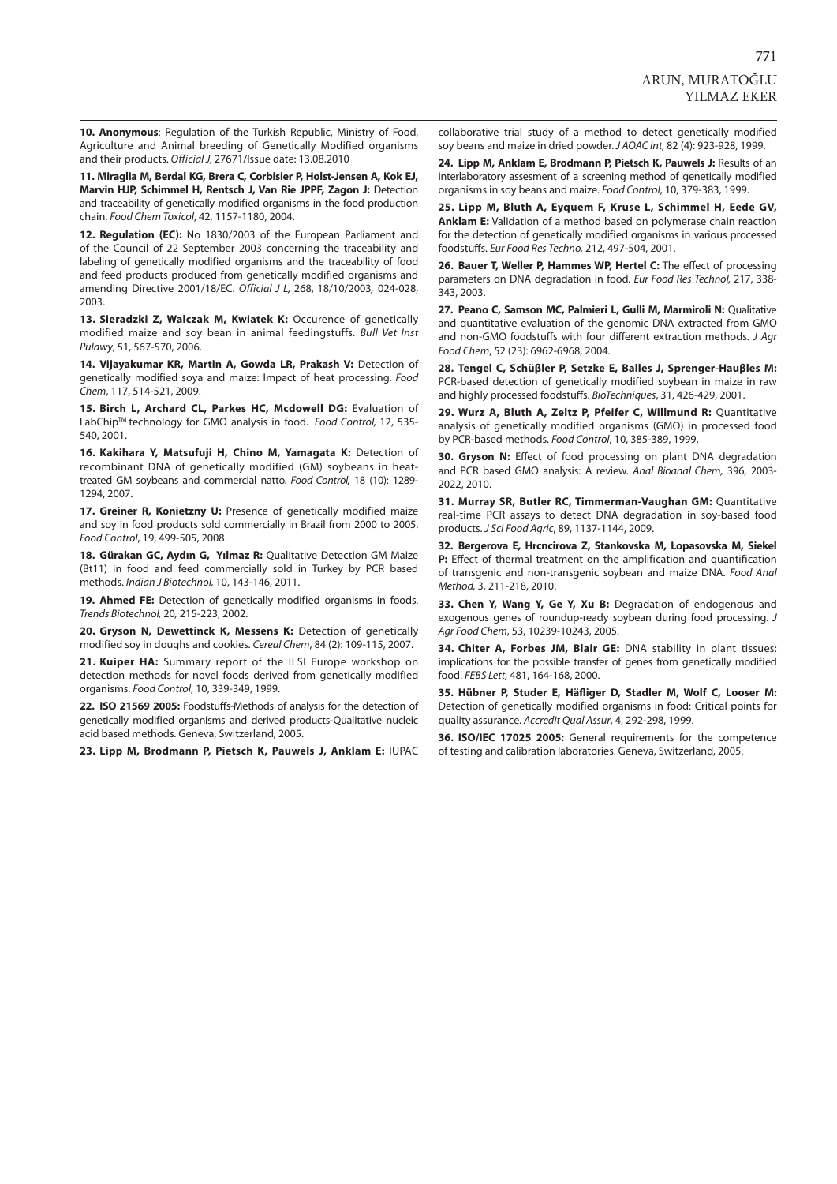**10. Anonymous**: Regulation of the Turkish Republic, Ministry of Food, Agriculture and Animal breeding of Genetically Modified organisms and their products. *Official J,* 27671/Issue date: 13.08.2010

**11. Miraglia M, Berdal KG, Brera C, Corbisier P, Holst-Jensen A, Kok EJ, Marvin HJP, Schimmel H, Rentsch J, Van Rie JPPF, Zagon J:** Detection and traceability of genetically modified organisms in the food production chain. *Food Chem Toxicol*, 42, 1157-1180, 2004.

**12. Regulation (EC):** No 1830/2003 of the European Parliament and of the Council of 22 September 2003 concerning the traceability and labeling of genetically modified organisms and the traceability of food and feed products produced from genetically modified organisms and amending Directive 2001/18/EC. *Official J L,* 268, 18/10/2003, 024-028, 2003.

**13. Sieradzki Z, Walczak M, Kwiatek K:** Occurence of genetically modified maize and soy bean in animal feedingstuffs. *Bull Vet Inst Pulawy*, 51, 567-570, 2006.

**14. Vijayakumar KR, Martin A, Gowda LR, Prakash V:** Detection of genetically modified soya and maize: Impact of heat processing. *Food Chem*, 117, 514-521, 2009.

**15. Birch L, Archard CL, Parkes HC, Mcdowell DG:** Evaluation of LabChip™ technology for GMO analysis in food. *Food Control,* 12, 535-540, 2001.

**16. Kakihara Y, Matsufuji H, Chino M, Yamagata K:** Detection of recombinant DNA of genetically modified (GM) soybeans in heat-treated GM soybeans and commercial natto. *Food Control,* 18 (10): 1289-1294, 2007.

**17. Greiner R, Konietzny U:** Presence of genetically modified maize and soy in food products sold commercially in Brazil from 2000 to 2005. *Food Control*, 19, 499-505, 2008.

**18. Gürakan GC, Aydın G, Yılmaz R:** Qualitative Detection GM Maize (Bt11) in food and feed commercially sold in Turkey by PCR based methods. *Indian J Biotechnol,* 10, 143-146, 2011.

**19. Ahmed FE:** Detection of genetically modified organisms in foods. *Trends Biotechnol,* 20, 215-223, 2002.

**20. Gryson N, Dewettinck K, Messens K:** Detection of genetically modified soy in doughs and cookies. *Cereal Chem*, 84 (2): 109-115, 2007.

**21. Kuiper HA:** Summary report of the ILSI Europe workshop on detection methods for novel foods derived from genetically modified organisms. *Food Control*, 10, 339-349, 1999.

**22. ISO 21569 2005:** Foodstuffs-Methods of analysis for the detection of genetically modified organisms and derived products-Qualitative nucleic acid based methods. Geneva, Switzerland, 2005.

**23. Lipp M, Brodmann P, Pietsch K, Pauwels J, Anklam E:** IUPAC collaborative trial study of a method to detect genetically modified soy beans and maize in dried powder. *J AOAC Int,* 82 (4): 923-928, 1999.

**24. Lipp M, Anklam E, Brodmann P, Pietsch K, Pauwels J:** Results of an interlaboratory assesment of a screening method of genetically modified organisms in soy beans and maize. *Food Control*, 10, 379-383, 1999.

**25. Lipp M, Bluth A, Eyquem F, Kruse L, Schimmel H, Eede GV, Anklam E:** Validation of a method based on polymerase chain reaction for the detection of genetically modified organisms in various processed foodstuffs. *Eur Food Res Techno,* 212, 497-504, 2001.

**26. Bauer T, Weller P, Hammes WP, Hertel C:** The effect of processing parameters on DNA degradation in food. *Eur Food Res Technol,* 217, 338-343, 2003.

**27. Peano C, Samson MC, Palmieri L, Gulli M, Marmiroli N:** Qualitative and quantitative evaluation of the genomic DNA extracted from GMO and non-GMO foodstuffs with four different extraction methods. *J Agr Food Chem*, 52 (23): 6962-6968, 2004.

**28. Tengel C, Schüβler P, Setzke E, Balles J, Sprenger-Hauβles M:** PCR-based detection of genetically modified soybean in maize in raw and highly processed foodstuffs. *BioTechniques*, 31, 426-429, 2001.

**29. Wurz A, Bluth A, Zeltz P, Pfeifer C, Willmund R:** Quantitative analysis of genetically modified organisms (GMO) in processed food by PCR-based methods. *Food Control*, 10, 385-389, 1999.

**30. Gryson N:** Effect of food processing on plant DNA degradation and PCR based GMO analysis: A review. *Anal Bioanal Chem,* 396, 2003-2022, 2010.

**31. Murray SR, Butler RC, Timmerman-Vaughan GM:** Quantitative real-time PCR assays to detect DNA degradation in soy-based food products. *J Sci Food Agric*, 89, 1137-1144, 2009.

**32. Bergerova E, Hrcncirova Z, Stankovska M, Lopasovska M, Siekel P:** Effect of thermal treatment on the amplification and quantification of transgenic and non-transgenic soybean and maize DNA. *Food Anal Method,* 3, 211-218, 2010.

**33. Chen Y, Wang Y, Ge Y, Xu B:** Degradation of endogenous and exogenous genes of roundup-ready soybean during food processing. *J Agr Food Chem*, 53, 10239-10243, 2005.

**34. Chiter A, Forbes JM, Blair GE:** DNA stability in plant tissues: implications for the possible transfer of genes from genetically modified food. *FEBS Lett,* 481, 164-168, 2000.

**35. Hübner P, Studer E, Häfliger D, Stadler M, Wolf C, Looser M:** Detection of genetically modified organisms in food: Critical points for quality assurance. *Accredit Qual Assur*, 4, 292-298, 1999.

**36. ISO/IEC 17025 2005:** General requirements for the competence of testing and calibration laboratories. Geneva, Switzerland, 2005.